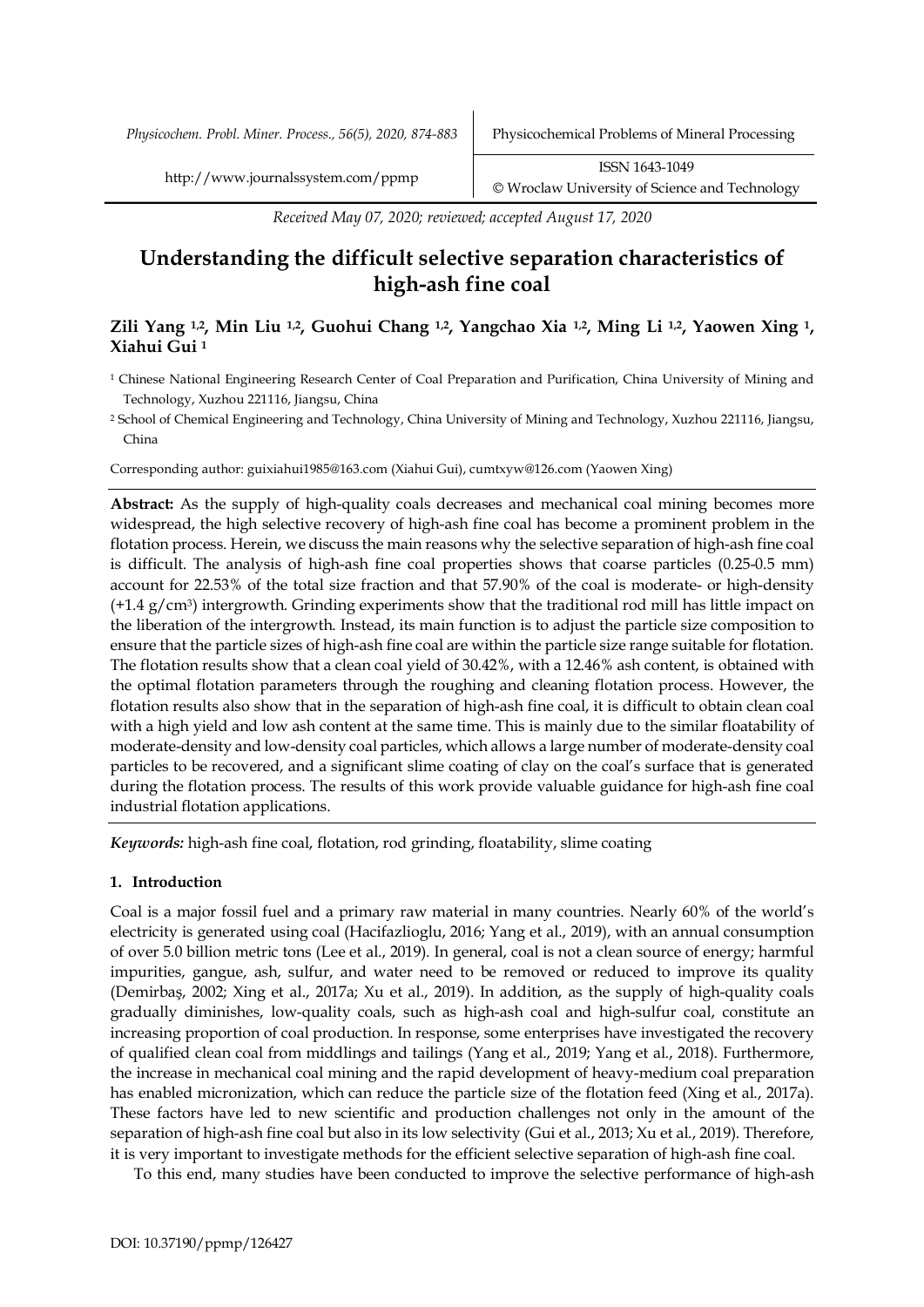Received May 07, 2020; reviewed; accepted August 17, 2020

# Understanding the difficult selective separation characteristics of high-ash fine coal

**Zili Yang [1,2], Min Liu [1,2], Guohui Chang [1,2], Yangchao Xia [1,2], Ming Li [1,2], Yaowen Xing [1], Xiahui Gui [1]**

[1] Chinese National Engineering Research Center of Coal Preparation and Purification, China University of Mining and Technology, Xuzhou 221116, Jiangsu, China

[2] School of Chemical Engineering and Technology, China University of Mining and Technology, Xuzhou 221116, Jiangsu, China

Corresponding author: guixiahui1985@163.com (Xiahui Gui), cumtxyw@126.com (Yaowen Xing)

**Abstract:** As the supply of high-quality coals decreases and mechanical coal mining becomes more widespread, the high selective recovery of high-ash fine coal has become a prominent problem in the flotation process. Herein, we discuss the main reasons why the selective separation of high-ash fine coal is difficult. The analysis of high-ash fine coal properties shows that coarse particles (0.25-0.5 mm) account for 22.53% of the total size fraction and that 57.90% of the coal is moderate- or high-density (+1.4 g/cm$^3$) intergrowth. Grinding experiments show that the traditional rod mill has little impact on the liberation of the intergrowth. Instead, its main function is to adjust the particle size composition to ensure that the particle sizes of high-ash fine coal are within the particle size range suitable for flotation. The flotation results show that a clean coal yield of 30.42%, with a 12.46% ash content, is obtained with the optimal flotation parameters through the roughing and cleaning flotation process. However, the flotation results also show that in the separation of high-ash fine coal, it is difficult to obtain clean coal with a high yield and low ash content at the same time. This is mainly due to the similar floatability of moderate-density and low-density coal particles, which allows a large number of moderate-density coal particles to be recovered, and a significant slime coating of clay on the coal's surface that is generated during the flotation process. The results of this work provide valuable guidance for high-ash fine coal industrial flotation applications.

*Keywords:* high-ash fine coal, flotation, rod grinding, floatability, slime coating

## 1. Introduction

Coal is a major fossil fuel and a primary raw material in many countries. Nearly 60% of the world's electricity is generated using coal (Hacifazlioglu, 2016; Yang et al., 2019), with an annual consumption of over 5.0 billion metric tons (Lee et al., 2019). In general, coal is not a clean source of energy; harmful impurities, gangue, ash, sulfur, and water need to be removed or reduced to improve its quality (Demirbaş, 2002; Xing et al., 2017a; Xu et al., 2019). In addition, as the supply of high-quality coals gradually diminishes, low-quality coals, such as high-ash coal and high-sulfur coal, constitute an increasing proportion of coal production. In response, some enterprises have investigated the recovery of qualified clean coal from middlings and tailings (Yang et al., 2019; Yang et al., 2018). Furthermore, the increase in mechanical coal mining and the rapid development of heavy-medium coal preparation has enabled micronization, which can reduce the particle size of the flotation feed (Xing et al., 2017a). These factors have led to new scientific and production challenges not only in the amount of the separation of high-ash fine coal but also in its low selectivity (Gui et al., 2013; Xu et al., 2019). Therefore, it is very important to investigate methods for the efficient selective separation of high-ash fine coal.

To this end, many studies have been conducted to improve the selective performance of high-ash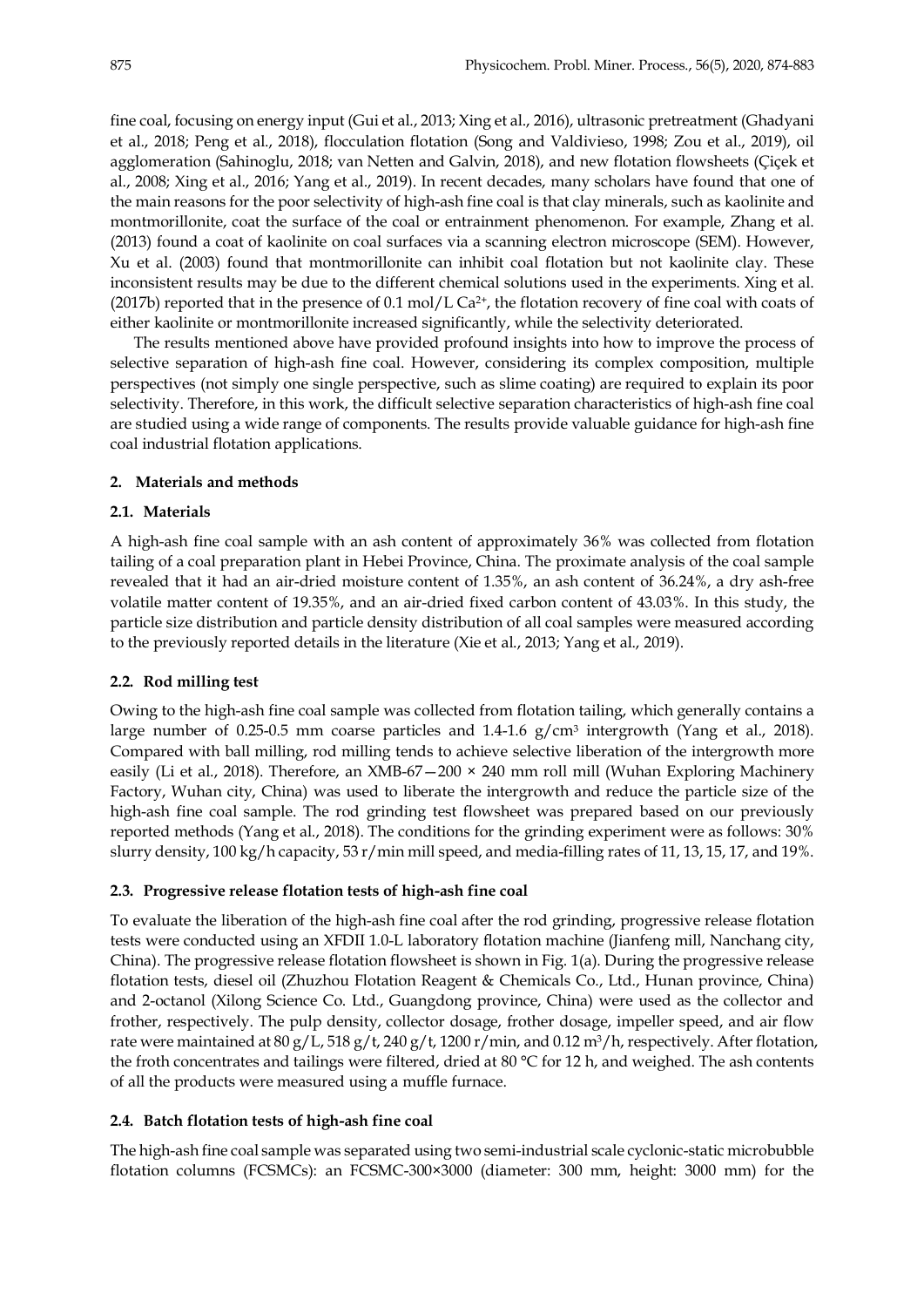fine coal, focusing on energy input (Gui et al., 2013; Xing et al., 2016), ultrasonic pretreatment (Ghadyani et al., 2018; Peng et al., 2018), flocculation flotation (Song and Valdivieso, 1998; Zou et al., 2019), oil agglomeration (Sahinoglu, 2018; van Netten and Galvin, 2018), and new flotation flowsheets (Çiçek et al., 2008; Xing et al., 2016; Yang et al., 2019). In recent decades, many scholars have found that one of the main reasons for the poor selectivity of high-ash fine coal is that clay minerals, such as kaolinite and montmorillonite, coat the surface of the coal or entrainment phenomenon. For example, Zhang et al. (2013) found a coat of kaolinite on coal surfaces via a scanning electron microscope (SEM). However, Xu et al. (2003) found that montmorillonite can inhibit coal flotation but not kaolinite clay. These inconsistent results may be due to the different chemical solutions used in the experiments. Xing et al. (2017b) reported that in the presence of 0.1 mol/L $Ca^{2+}$, the flotation recovery of fine coal with coats of either kaolinite or montmorillonite increased significantly, while the selectivity deteriorated.

The results mentioned above have provided profound insights into how to improve the process of selective separation of high-ash fine coal. However, considering its complex composition, multiple perspectives (not simply one single perspective, such as slime coating) are required to explain its poor selectivity. Therefore, in this work, the difficult selective separation characteristics of high-ash fine coal are studied using a wide range of components. The results provide valuable guidance for high-ash fine coal industrial flotation applications.

## 2. Materials and methods

### 2.1. Materials

A high-ash fine coal sample with an ash content of approximately 36% was collected from flotation tailing of a coal preparation plant in Hebei Province, China. The proximate analysis of the coal sample revealed that it had an air-dried moisture content of 1.35%, an ash content of 36.24%, a dry ash-free volatile matter content of 19.35%, and an air-dried fixed carbon content of 43.03%. In this study, the particle size distribution and particle density distribution of all coal samples were measured according to the previously reported details in the literature (Xie et al., 2013; Yang et al., 2019).

### 2.2. Rod milling test

Owing to the high-ash fine coal sample was collected from flotation tailing, which generally contains a large number of 0.25-0.5 mm coarse particles and 1.4-1.6 $g/cm^3$ intergrowth (Yang et al., 2018). Compared with ball milling, rod milling tends to achieve selective liberation of the intergrowth more easily (Li et al., 2018). Therefore, an XMB-67—200 × 240 mm roll mill (Wuhan Exploring Machinery Factory, Wuhan city, China) was used to liberate the intergrowth and reduce the particle size of the high-ash fine coal sample. The rod grinding test flowsheet was prepared based on our previously reported methods (Yang et al., 2018). The conditions for the grinding experiment were as follows: 30% slurry density, 100 kg/h capacity, 53 r/min mill speed, and media-filling rates of 11, 13, 15, 17, and 19%.

### 2.3. Progressive release flotation tests of high-ash fine coal

To evaluate the liberation of the high-ash fine coal after the rod grinding, progressive release flotation tests were conducted using an XFDII 1.0-L laboratory flotation machine (Jianfeng mill, Nanchang city, China). The progressive release flotation flowsheet is shown in Fig. 1(a). During the progressive release flotation tests, diesel oil (Zhuzhou Flotation Reagent & Chemicals Co., Ltd., Hunan province, China) and 2-octanol (Xilong Science Co. Ltd., Guangdong province, China) were used as the collector and frother, respectively. The pulp density, collector dosage, frother dosage, impeller speed, and air flow rate were maintained at 80 g/L, 518 g/t, 240 g/t, 1200 r/min, and 0.12 $m^3/h$, respectively. After flotation, the froth concentrates and tailings were filtered, dried at 80 °C for 12 h, and weighed. The ash contents of all the products were measured using a muffle furnace.

### 2.4. Batch flotation tests of high-ash fine coal

The high-ash fine coal sample was separated using two semi-industrial scale cyclonic-static microbubble flotation columns (FCSMCs): an FCSMC-300×3000 (diameter: 300 mm, height: 3000 mm) for the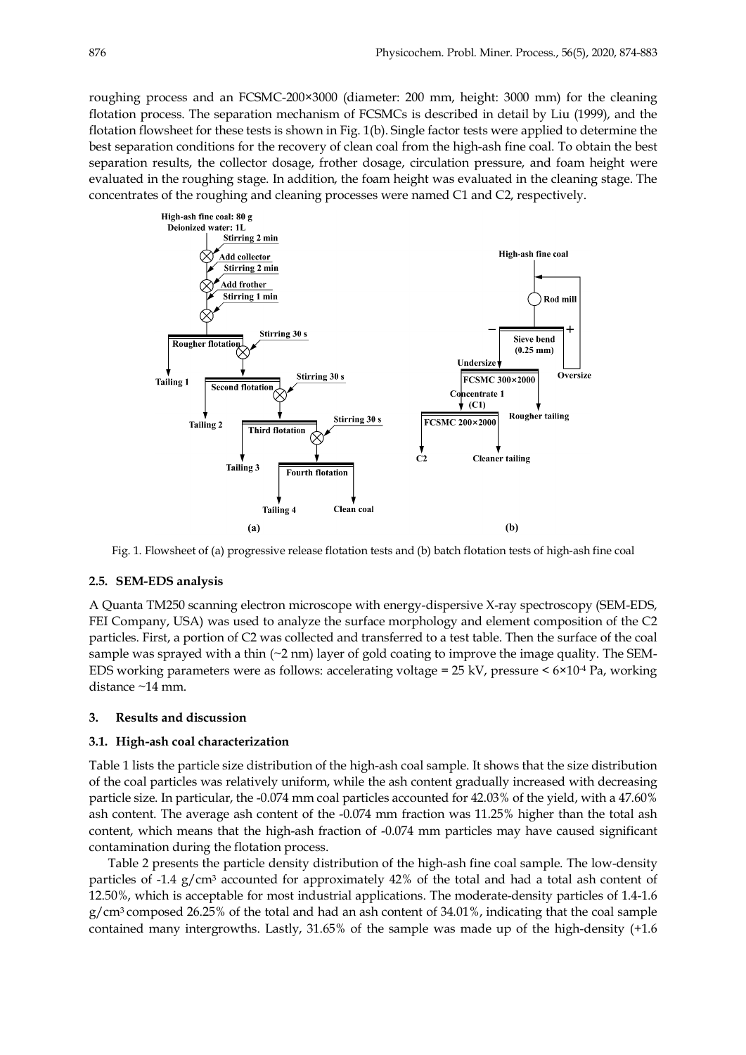roughing process and an FCSMC-200×3000 (diameter: 200 mm, height: 3000 mm) for the cleaning flotation process. The separation mechanism of FCSMCs is described in detail by Liu (1999), and the flotation flowsheet for these tests is shown in Fig. 1(b). Single factor tests were applied to determine the best separation conditions for the recovery of clean coal from the high-ash fine coal. To obtain the best separation results, the collector dosage, frother dosage, circulation pressure, and foam height were evaluated in the roughing stage. In addition, the foam height was evaluated in the cleaning stage. The concentrates of the roughing and cleaning processes were named C1 and C2, respectively.

Fig. 1. Flowsheet of (a) progressive release flotation tests and (b) batch flotation tests of high-ash fine coal

### 2.5. SEM-EDS analysis

A Quanta TM250 scanning electron microscope with energy-dispersive X-ray spectroscopy (SEM-EDS, FEI Company, USA) was used to analyze the surface morphology and element composition of the C2 particles. First, a portion of C2 was collected and transferred to a test table. Then the surface of the coal sample was sprayed with a thin (~2 nm) layer of gold coating to improve the image quality. The SEM-EDS working parameters were as follows: accelerating voltage = 25 kV, pressure < $6\times10^{-4}$ Pa, working distance ~14 mm.

## 3. Results and discussion

### 3.1. High-ash coal characterization

Table 1 lists the particle size distribution of the high-ash coal sample. It shows that the size distribution of the coal particles was relatively uniform, while the ash content gradually increased with decreasing particle size. In particular, the -0.074 mm coal particles accounted for 42.03% of the yield, with a 47.60% ash content. The average ash content of the -0.074 mm fraction was 11.25% higher than the total ash content, which means that the high-ash fraction of -0.074 mm particles may have caused significant contamination during the flotation process.

Table 2 presents the particle density distribution of the high-ash fine coal sample. The low-density particles of -1.4 g/cm$^3$ accounted for approximately 42% of the total and had a total ash content of 12.50%, which is acceptable for most industrial applications. The moderate-density particles of 1.4-1.6 g/cm$^3$ composed 26.25% of the total and had an ash content of 34.01%, indicating that the coal sample contained many intergrowths. Lastly, 31.65% of the sample was made up of the high-density (+1.6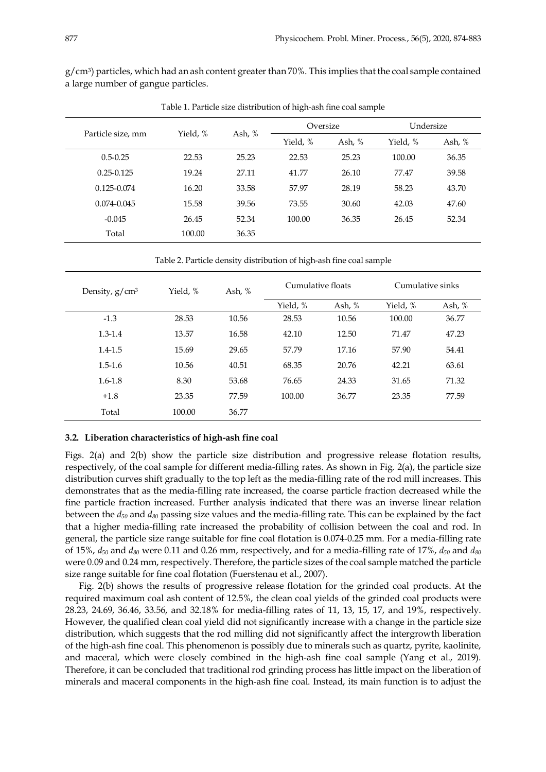g/cm$^3$) particles, which had an ash content greater than 70%. This implies that the coal sample contained a large number of gangue particles.

Table 1. Particle size distribution of high-ash fine coal sample

| Particle size, mm | Yield, % | Ash, % | Oversize | | Undersize | |
|---|---|---|---|---|---|---|
| | | | Yield, % | Ash, % | Yield, % | Ash, % |
| 0.5-0.25 | 22.53 | 25.23 | 22.53 | 25.23 | 100.00 | 36.35 |
| 0.25-0.125 | 19.24 | 27.11 | 41.77 | 26.10 | 77.47 | 39.58 |
| 0.125-0.074 | 16.20 | 33.58 | 57.97 | 28.19 | 58.23 | 43.70 |
| 0.074-0.045 | 15.58 | 39.56 | 73.55 | 30.60 | 42.03 | 47.60 |
| -0.045 | 26.45 | 52.34 | 100.00 | 36.35 | 26.45 | 52.34 |
| Total | 100.00 | 36.35 | | | | |

Table 2. Particle density distribution of high-ash fine coal sample

| Density, g/cm$^3$ | Yield, % | Ash, % | Cumulative floats | | Cumulative sinks | |
|---|---|---|---|---|---|---|
| | | | Yield, % | Ash, % | Yield, % | Ash, % |
| -1.3 | 28.53 | 10.56 | 28.53 | 10.56 | 100.00 | 36.77 |
| 1.3-1.4 | 13.57 | 16.58 | 42.10 | 12.50 | 71.47 | 47.23 |
| 1.4-1.5 | 15.69 | 29.65 | 57.79 | 17.16 | 57.90 | 54.41 |
| 1.5-1.6 | 10.56 | 40.51 | 68.35 | 20.76 | 42.21 | 63.61 |
| 1.6-1.8 | 8.30 | 53.68 | 76.65 | 24.33 | 31.65 | 71.32 |
| +1.8 | 23.35 | 77.59 | 100.00 | 36.77 | 23.35 | 77.59 |
| Total | 100.00 | 36.77 | | | | |

### 3.2. Liberation characteristics of high-ash fine coal

Figs. 2(a) and 2(b) show the particle size distribution and progressive release flotation results, respectively, of the coal sample for different media-filling rates. As shown in Fig. 2(a), the particle size distribution curves shift gradually to the top left as the media-filling rate of the rod mill increases. This demonstrates that as the media-filling rate increased, the coarse particle fraction decreased while the fine particle fraction increased. Further analysis indicated that there was an inverse linear relation between the $d_{50}$ and $d_{80}$ passing size values and the media-filling rate. This can be explained by the fact that a higher media-filling rate increased the probability of collision between the coal and rod. In general, the particle size range suitable for fine coal flotation is 0.074-0.25 mm. For a media-filling rate of 15%, $d_{50}$ and $d_{80}$ were 0.11 and 0.26 mm, respectively, and for a media-filling rate of 17%, $d_{50}$ and $d_{80}$ were 0.09 and 0.24 mm, respectively. Therefore, the particle sizes of the coal sample matched the particle size range suitable for fine coal flotation (Fuerstenau et al., 2007).

Fig. 2(b) shows the results of progressive release flotation for the grinded coal products. At the required maximum coal ash content of 12.5%, the clean coal yields of the grinded coal products were 28.23, 24.69, 36.46, 33.56, and 32.18% for media-filling rates of 11, 13, 15, 17, and 19%, respectively. However, the qualified clean coal yield did not significantly increase with a change in the particle size distribution, which suggests that the rod milling did not significantly affect the intergrowth liberation of the high-ash fine coal. This phenomenon is possibly due to minerals such as quartz, pyrite, kaolinite, and maceral, which were closely combined in the high-ash fine coal sample (Yang et al., 2019). Therefore, it can be concluded that traditional rod grinding process has little impact on the liberation of minerals and maceral components in the high-ash fine coal. Instead, its main function is to adjust the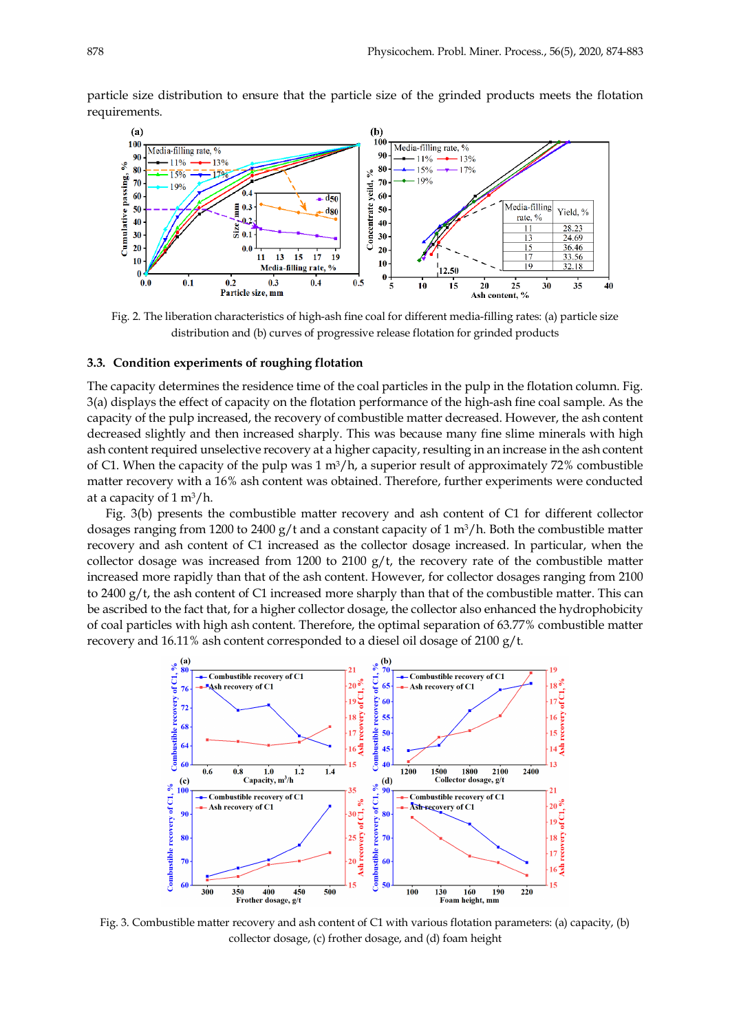particle size distribution to ensure that the particle size of the grinded products meets the flotation requirements.

Fig. 2. The liberation characteristics of high-ash fine coal for different media-filling rates: (a) particle size distribution and (b) curves of progressive release flotation for grinded products

### 3.3. Condition experiments of roughing flotation

The capacity determines the residence time of the coal particles in the pulp in the flotation column. Fig. 3(a) displays the effect of capacity on the flotation performance of the high-ash fine coal sample. As the capacity of the pulp increased, the recovery of combustible matter decreased. However, the ash content decreased slightly and then increased sharply. This was because many fine slime minerals with high ash content required unselective recovery at a higher capacity, resulting in an increase in the ash content of C1. When the capacity of the pulp was 1 $m^3/h$, a superior result of approximately 72% combustible matter recovery with a 16% ash content was obtained. Therefore, further experiments were conducted at a capacity of 1 $m^3/h$.

Fig. 3(b) presents the combustible matter recovery and ash content of C1 for different collector dosages ranging from 1200 to 2400 g/t and a constant capacity of 1 $m^3/h$. Both the combustible matter recovery and ash content of C1 increased as the collector dosage increased. In particular, when the collector dosage was increased from 1200 to 2100 g/t, the recovery rate of the combustible matter increased more rapidly than that of the ash content. However, for collector dosages ranging from 2100 to 2400 g/t, the ash content of C1 increased more sharply than that of the combustible matter. This can be ascribed to the fact that, for a higher collector dosage, the collector also enhanced the hydrophobicity of coal particles with high ash content. Therefore, the optimal separation of 63.77% combustible matter recovery and 16.11% ash content corresponded to a diesel oil dosage of 2100 g/t.

Fig. 3. Combustible matter recovery and ash content of C1 with various flotation parameters: (a) capacity, (b) collector dosage, (c) frother dosage, and (d) foam height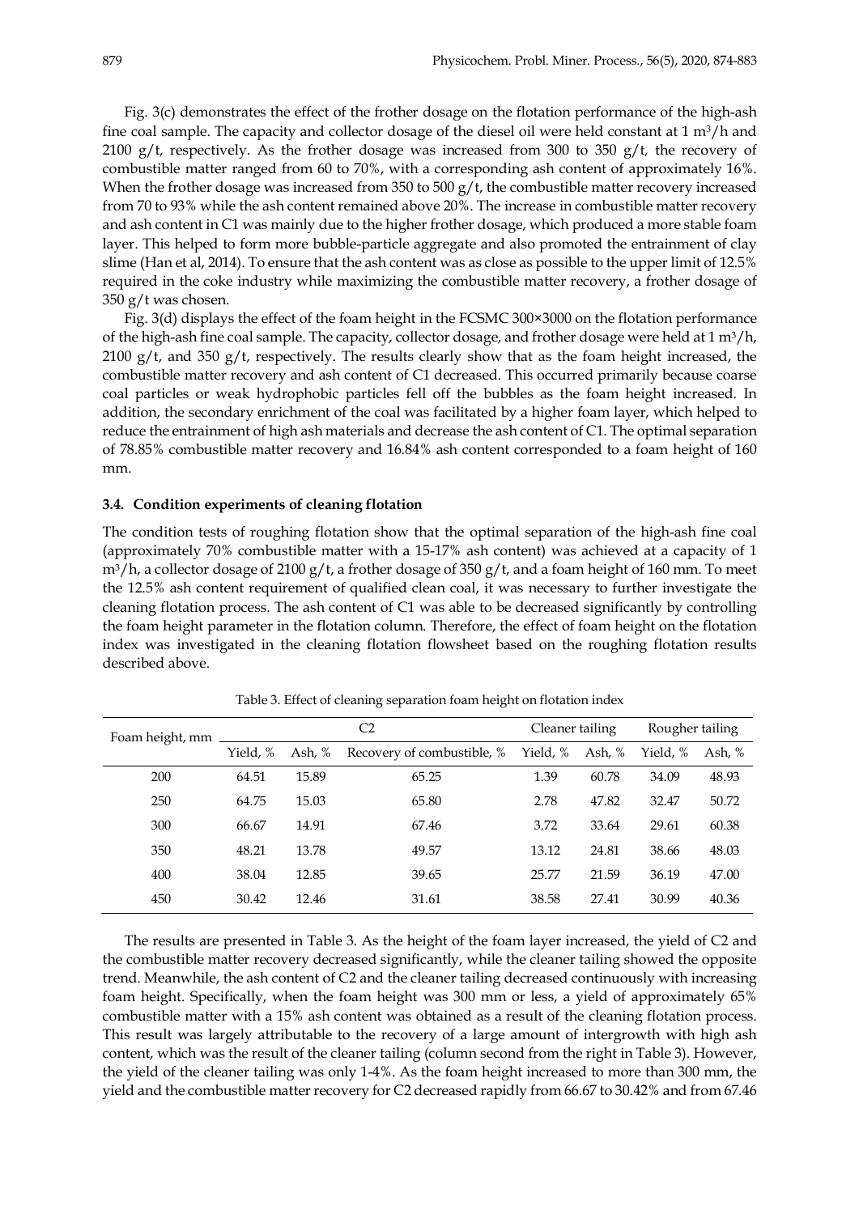Fig. 3(c) demonstrates the effect of the frother dosage on the flotation performance of the high-ash fine coal sample. The capacity and collector dosage of the diesel oil were held constant at 1 $m^3/h$ and 2100 g/t, respectively. As the frother dosage was increased from 300 to 350 g/t, the recovery of combustible matter ranged from 60 to 70%, with a corresponding ash content of approximately 16%. When the frother dosage was increased from 350 to 500 g/t, the combustible matter recovery increased from 70 to 93% while the ash content remained above 20%. The increase in combustible matter recovery and ash content in C1 was mainly due to the higher frother dosage, which produced a more stable foam layer. This helped to form more bubble-particle aggregate and also promoted the entrainment of clay slime (Han et al, 2014). To ensure that the ash content was as close as possible to the upper limit of 12.5% required in the coke industry while maximizing the combustible matter recovery, a frother dosage of 350 g/t was chosen.

Fig. 3(d) displays the effect of the foam height in the FCSMC 300×3000 on the flotation performance of the high-ash fine coal sample. The capacity, collector dosage, and frother dosage were held at 1 $m^3/h$, 2100 g/t, and 350 g/t, respectively. The results clearly show that as the foam height increased, the combustible matter recovery and ash content of C1 decreased. This occurred primarily because coarse coal particles or weak hydrophobic particles fell off the bubbles as the foam height increased. In addition, the secondary enrichment of the coal was facilitated by a higher foam layer, which helped to reduce the entrainment of high ash materials and decrease the ash content of C1. The optimal separation of 78.85% combustible matter recovery and 16.84% ash content corresponded to a foam height of 160 mm.

### 3.4. Condition experiments of cleaning flotation

The condition tests of roughing flotation show that the optimal separation of the high-ash fine coal (approximately 70% combustible matter with a 15-17% ash content) was achieved at a capacity of 1 $m^3/h$, a collector dosage of 2100 g/t, a frother dosage of 350 g/t, and a foam height of 160 mm. To meet the 12.5% ash content requirement of qualified clean coal, it was necessary to further investigate the cleaning flotation process. The ash content of C1 was able to be decreased significantly by controlling the foam height parameter in the flotation column. Therefore, the effect of foam height on the flotation index was investigated in the cleaning flotation flowsheet based on the roughing flotation results described above.

Table 3. Effect of cleaning separation foam height on flotation index

| Foam height, mm | C2 | | | Cleaner tailing | | Rougher tailing | |
|---|---|---|---|---|---|---|---|
| | Yield, % | Ash, % | Recovery of combustible, % | Yield, % | Ash, % | Yield, % | Ash, % |
| 200 | 64.51 | 15.89 | 65.25 | 1.39 | 60.78 | 34.09 | 48.93 |
| 250 | 64.75 | 15.03 | 65.80 | 2.78 | 47.82 | 32.47 | 50.72 |
| 300 | 66.67 | 14.91 | 67.46 | 3.72 | 33.64 | 29.61 | 60.38 |
| 350 | 48.21 | 13.78 | 49.57 | 13.12 | 24.81 | 38.66 | 48.03 |
| 400 | 38.04 | 12.85 | 39.65 | 25.77 | 21.59 | 36.19 | 47.00 |
| 450 | 30.42 | 12.46 | 31.61 | 38.58 | 27.41 | 30.99 | 40.36 |

The results are presented in Table 3. As the height of the foam layer increased, the yield of C2 and the combustible matter recovery decreased significantly, while the cleaner tailing showed the opposite trend. Meanwhile, the ash content of C2 and the cleaner tailing decreased continuously with increasing foam height. Specifically, when the foam height was 300 mm or less, a yield of approximately 65% combustible matter with a 15% ash content was obtained as a result of the cleaning flotation process. This result was largely attributable to the recovery of a large amount of intergrowth with high ash content, which was the result of the cleaner tailing (column second from the right in Table 3). However, the yield of the cleaner tailing was only 1-4%. As the foam height increased to more than 300 mm, the yield and the combustible matter recovery for C2 decreased rapidly from 66.67 to 30.42% and from 67.46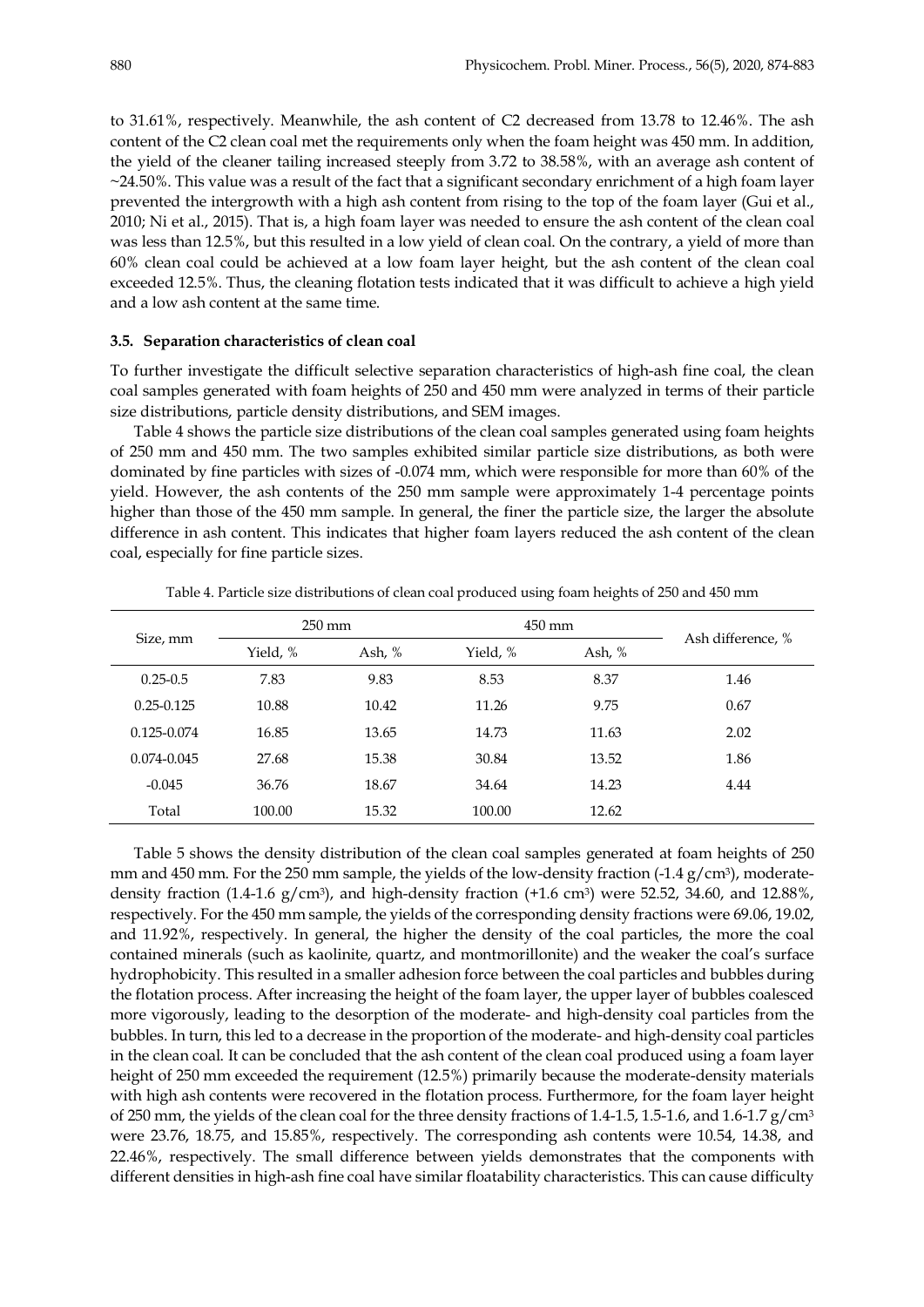to 31.61%, respectively. Meanwhile, the ash content of C2 decreased from 13.78 to 12.46%. The ash content of the C2 clean coal met the requirements only when the foam height was 450 mm. In addition, the yield of the cleaner tailing increased steeply from 3.72 to 38.58%, with an average ash content of ~24.50%. This value was a result of the fact that a significant secondary enrichment of a high foam layer prevented the intergrowth with a high ash content from rising to the top of the foam layer (Gui et al., 2010; Ni et al., 2015). That is, a high foam layer was needed to ensure the ash content of the clean coal was less than 12.5%, but this resulted in a low yield of clean coal. On the contrary, a yield of more than 60% clean coal could be achieved at a low foam layer height, but the ash content of the clean coal exceeded 12.5%. Thus, the cleaning flotation tests indicated that it was difficult to achieve a high yield and a low ash content at the same time.

### 3.5. Separation characteristics of clean coal

To further investigate the difficult selective separation characteristics of high-ash fine coal, the clean coal samples generated with foam heights of 250 and 450 mm were analyzed in terms of their particle size distributions, particle density distributions, and SEM images.

Table 4 shows the particle size distributions of the clean coal samples generated using foam heights of 250 mm and 450 mm. The two samples exhibited similar particle size distributions, as both were dominated by fine particles with sizes of -0.074 mm, which were responsible for more than 60% of the yield. However, the ash contents of the 250 mm sample were approximately 1-4 percentage points higher than those of the 450 mm sample. In general, the finer the particle size, the larger the absolute difference in ash content. This indicates that higher foam layers reduced the ash content of the clean coal, especially for fine particle sizes.

Table 4. Particle size distributions of clean coal produced using foam heights of 250 and 450 mm

| Size, mm | 250 mm | | 450 mm | | Ash difference, % |
|---|---|---|---|---|---|
| | Yield, % | Ash, % | Yield, % | Ash, % | |
| 0.25-0.5 | 7.83 | 9.83 | 8.53 | 8.37 | 1.46 |
| 0.25-0.125 | 10.88 | 10.42 | 11.26 | 9.75 | 0.67 |
| 0.125-0.074 | 16.85 | 13.65 | 14.73 | 11.63 | 2.02 |
| 0.074-0.045 | 27.68 | 15.38 | 30.84 | 13.52 | 1.86 |
| -0.045 | 36.76 | 18.67 | 34.64 | 14.23 | 4.44 |
| Total | 100.00 | 15.32 | 100.00 | 12.62 | |

Table 5 shows the density distribution of the clean coal samples generated at foam heights of 250 mm and 450 mm. For the 250 mm sample, the yields of the low-density fraction (-1.4 $g/cm^3$), moderate-density fraction (1.4-1.6 $g/cm^3$), and high-density fraction (+1.6 $cm^3$) were 52.52, 34.60, and 12.88%, respectively. For the 450 mm sample, the yields of the corresponding density fractions were 69.06, 19.02, and 11.92%, respectively. In general, the higher the density of the coal particles, the more the coal contained minerals (such as kaolinite, quartz, and montmorillonite) and the weaker the coal's surface hydrophobicity. This resulted in a smaller adhesion force between the coal particles and bubbles during the flotation process. After increasing the height of the foam layer, the upper layer of bubbles coalesced more vigorously, leading to the desorption of the moderate- and high-density coal particles from the bubbles. In turn, this led to a decrease in the proportion of the moderate- and high-density coal particles in the clean coal. It can be concluded that the ash content of the clean coal produced using a foam layer height of 250 mm exceeded the requirement (12.5%) primarily because the moderate-density materials with high ash contents were recovered in the flotation process. Furthermore, for the foam layer height of 250 mm, the yields of the clean coal for the three density fractions of 1.4-1.5, 1.5-1.6, and 1.6-1.7 $g/cm^3$ were 23.76, 18.75, and 15.85%, respectively. The corresponding ash contents were 10.54, 14.38, and 22.46%, respectively. The small difference between yields demonstrates that the components with different densities in high-ash fine coal have similar floatability characteristics. This can cause difficulty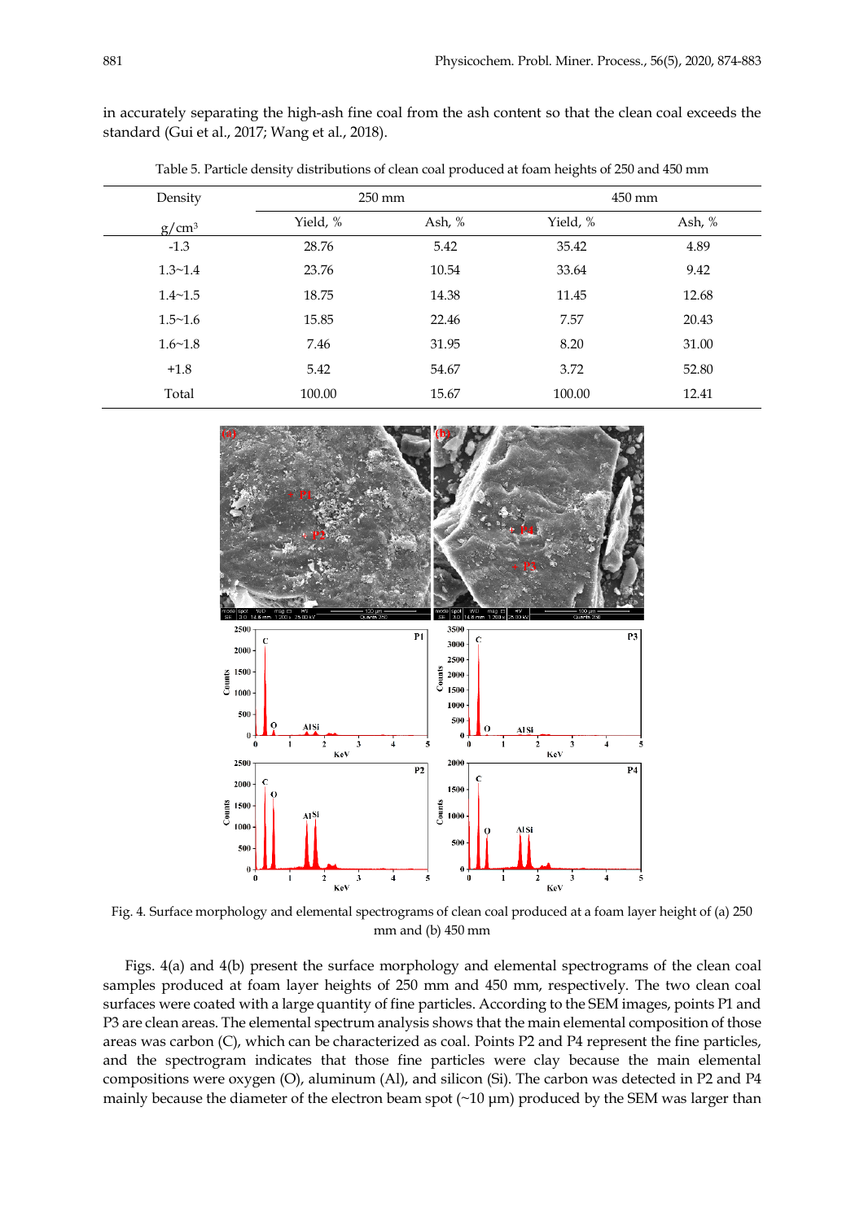in accurately separating the high-ash fine coal from the ash content so that the clean coal exceeds the standard (Gui et al., 2017; Wang et al., 2018).

Table 5. Particle density distributions of clean coal produced at foam heights of 250 and 450 mm

| Density | 250 mm | | 450 mm | |
|---|---|---|---|---|
| g/cm$^3$ | Yield, % | Ash, % | Yield, % | Ash, % |
| -1.3 | 28.76 | 5.42 | 35.42 | 4.89 |
| 1.3~1.4 | 23.76 | 10.54 | 33.64 | 9.42 |
| 1.4~1.5 | 18.75 | 14.38 | 11.45 | 12.68 |
| 1.5~1.6 | 15.85 | 22.46 | 7.57 | 20.43 |
| 1.6~1.8 | 7.46 | 31.95 | 8.20 | 31.00 |
| +1.8 | 5.42 | 54.67 | 3.72 | 52.80 |
| Total | 100.00 | 15.67 | 100.00 | 12.41 |

Fig. 4. Surface morphology and elemental spectrograms of clean coal produced at a foam layer height of (a) 250 mm and (b) 450 mm

Figs. 4(a) and 4(b) present the surface morphology and elemental spectrograms of the clean coal samples produced at foam layer heights of 250 mm and 450 mm, respectively. The two clean coal surfaces were coated with a large quantity of fine particles. According to the SEM images, points P1 and P3 are clean areas. The elemental spectrum analysis shows that the main elemental composition of those areas was carbon (C), which can be characterized as coal. Points P2 and P4 represent the fine particles, and the spectrogram indicates that those fine particles were clay because the main elemental compositions were oxygen (O), aluminum (Al), and silicon (Si). The carbon was detected in P2 and P4 mainly because the diameter of the electron beam spot (~10 μm) produced by the SEM was larger than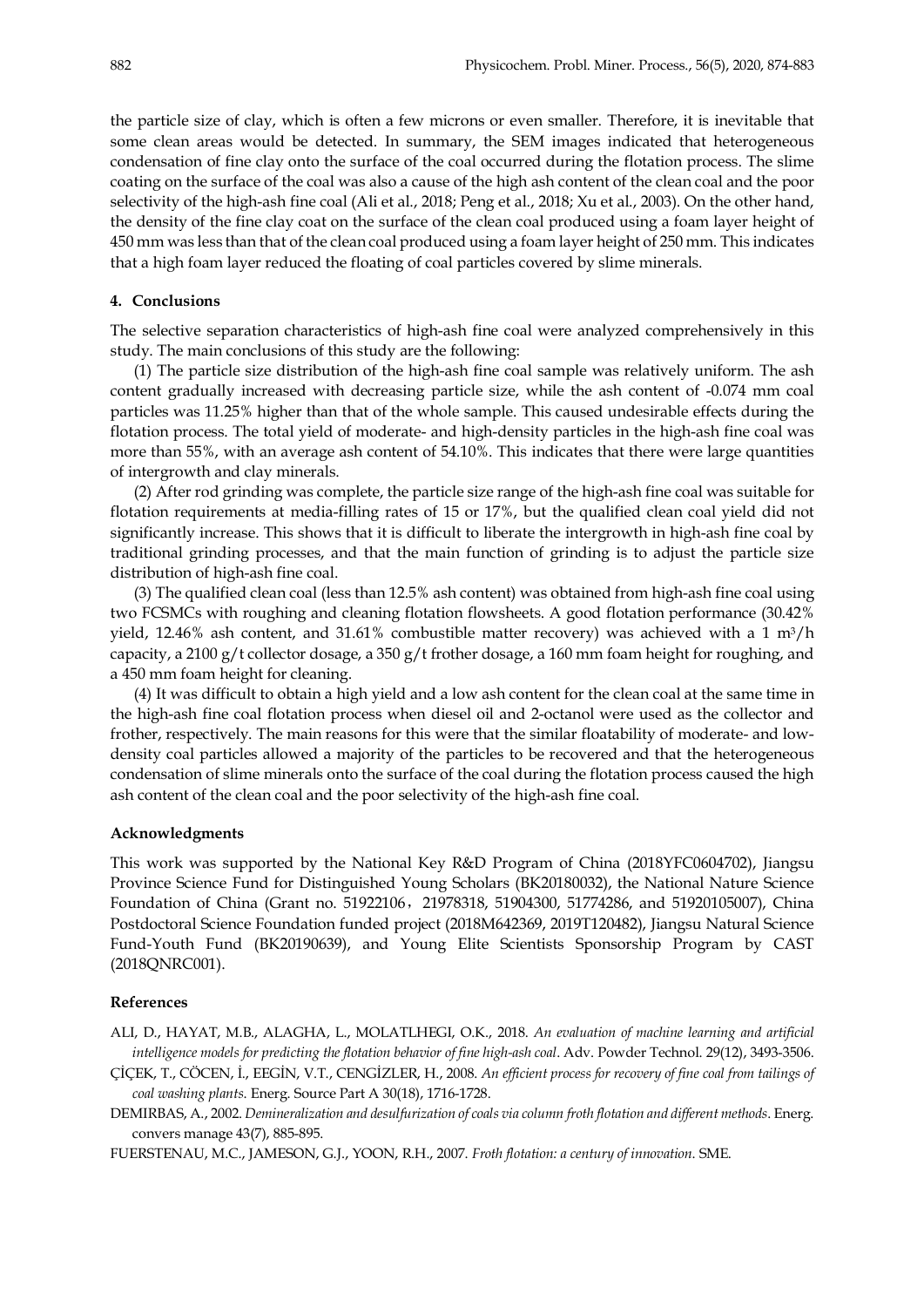the particle size of clay, which is often a few microns or even smaller. Therefore, it is inevitable that some clean areas would be detected. In summary, the SEM images indicated that heterogeneous condensation of fine clay onto the surface of the coal occurred during the flotation process. The slime coating on the surface of the coal was also a cause of the high ash content of the clean coal and the poor selectivity of the high-ash fine coal (Ali et al., 2018; Peng et al., 2018; Xu et al., 2003). On the other hand, the density of the fine clay coat on the surface of the clean coal produced using a foam layer height of 450 mm was less than that of the clean coal produced using a foam layer height of 250 mm. This indicates that a high foam layer reduced the floating of coal particles covered by slime minerals.

## 4. Conclusions

The selective separation characteristics of high-ash fine coal were analyzed comprehensively in this study. The main conclusions of this study are the following:

(1) The particle size distribution of the high-ash fine coal sample was relatively uniform. The ash content gradually increased with decreasing particle size, while the ash content of -0.074 mm coal particles was 11.25% higher than that of the whole sample. This caused undesirable effects during the flotation process. The total yield of moderate- and high-density particles in the high-ash fine coal was more than 55%, with an average ash content of 54.10%. This indicates that there were large quantities of intergrowth and clay minerals.

(2) After rod grinding was complete, the particle size range of the high-ash fine coal was suitable for flotation requirements at media-filling rates of 15 or 17%, but the qualified clean coal yield did not significantly increase. This shows that it is difficult to liberate the intergrowth in high-ash fine coal by traditional grinding processes, and that the main function of grinding is to adjust the particle size distribution of high-ash fine coal.

(3) The qualified clean coal (less than 12.5% ash content) was obtained from high-ash fine coal using two FCSMCs with roughing and cleaning flotation flowsheets. A good flotation performance (30.42% yield, 12.46% ash content, and 31.61% combustible matter recovery) was achieved with a 1 $m^3$/h capacity, a 2100 g/t collector dosage, a 350 g/t frother dosage, a 160 mm foam height for roughing, and a 450 mm foam height for cleaning.

(4) It was difficult to obtain a high yield and a low ash content for the clean coal at the same time in the high-ash fine coal flotation process when diesel oil and 2-octanol were used as the collector and frother, respectively. The main reasons for this were that the similar floatability of moderate- and low-density coal particles allowed a majority of the particles to be recovered and that the heterogeneous condensation of slime minerals onto the surface of the coal during the flotation process caused the high ash content of the clean coal and the poor selectivity of the high-ash fine coal.

## Acknowledgments

This work was supported by the National Key R&D Program of China (2018YFC0604702), Jiangsu Province Science Fund for Distinguished Young Scholars (BK20180032), the National Nature Science Foundation of China (Grant no. 51922106，21978318, 51904300, 51774286, and 51920105007), China Postdoctoral Science Foundation funded project (2018M642369, 2019T120482), Jiangsu Natural Science Fund-Youth Fund (BK20190639), and Young Elite Scientists Sponsorship Program by CAST (2018QNRC001).

## References

ALI, D., HAYAT, M.B., ALAGHA, L., MOLATLHEGI, O.K., 2018. *An evaluation of machine learning and artificial intelligence models for predicting the flotation behavior of fine high-ash coal*. Adv. Powder Technol. 29(12), 3493-3506.

ÇİÇEK, T., CÖCEN, İ., EEGİN, V.T., CENGİZLER, H., 2008. *An efficient process for recovery of fine coal from tailings of coal washing plants*. Energ. Source Part A 30(18), 1716-1728.

DEMIRBAS, A., 2002. *Demineralization and desulfurization of coals via column froth flotation and different methods*. Energ. convers manage 43(7), 885-895.

FUERSTENAU, M.C., JAMESON, G.J., YOON, R.H., 2007. *Froth flotation: a century of innovation*. SME.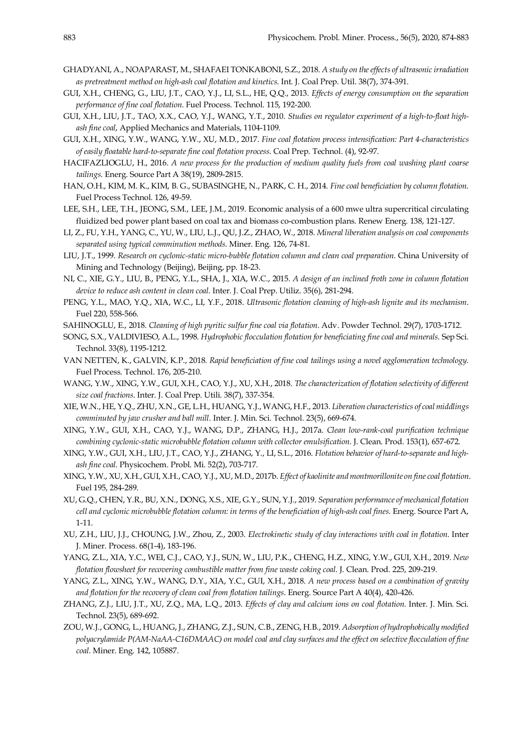GHADYANI, A., NOAPARAST, M., SHAFAEI TONKABONI, S.Z., 2018. *A study on the effects of ultrasonic irradiation as pretreatment method on high-ash coal flotation and kinetics.* Int. J. Coal Prep. Util. 38(7), 374-391.

GUI, X.H., CHENG, G., LIU, J.T., CAO, Y.J., LI, S.L., HE, Q.Q., 2013. *Effects of energy consumption on the separation performance of fine coal flotation.* Fuel Process. Technol. 115, 192-200.

GUI, X.H., LIU, J.T., TAO, X.X., CAO, Y.J., WANG, Y.T., 2010. *Studies on regulator experiment of a high-to-float high-ash fine coal*, Applied Mechanics and Materials, 1104-1109.

GUI, X.H., XING, Y.W., WANG, Y.W., XU, M.D., 2017. *Fine coal flotation process intensification: Part 4-characteristics of easily floatable hard-to-separate fine coal flotation process.* Coal Prep. Technol. (4), 92-97.

HACIFAZLIOGLU, H., 2016. *A new process for the production of medium quality fuels from coal washing plant coarse tailings.* Energ. Source Part A 38(19), 2809-2815.

HAN, O.H., KIM, M. K., KIM, B. G., SUBASINGHE, N., PARK, C. H., 2014. *Fine coal beneficiation by column flotation.* Fuel Process Technol. 126, 49-59.

LEE, S.H., LEE, T.H., JEONG, S.M., LEE, J.M., 2019. Economic analysis of a 600 mwe ultra supercritical circulating fluidized bed power plant based on coal tax and biomass co-combustion plans. Renew Energ. 138, 121-127.

LI, Z., FU, Y.H., YANG, C., YU, W., LIU, L.J., QU, J.Z., ZHAO, W., 2018. *Mineral liberation analysis on coal components separated using typical comminution methods.* Miner. Eng. 126, 74-81.

LIU, J.T., 1999. *Research on cyclonic-static micro-bubble flotation column and clean coal preparation.* China University of Mining and Technology (Beijing), Beijing, pp. 18-23.

NI, C., XIE, G.Y., LIU, B., PENG, Y.L., SHA, J., XIA, W.C., 2015. *A design of an inclined froth zone in column flotation device to reduce ash content in clean coal.* Inter. J. Coal Prep. Utiliz. 35(6), 281-294.

PENG, Y.L., MAO, Y.Q., XIA, W.C., LI, Y.F., 2018. *Ultrasonic flotation cleaning of high-ash lignite and its mechanism*. Fuel 220, 558-566.

SAHINOGLU, E., 2018. *Cleaning of high pyritic sulfur fine coal via flotation*. Adv. Powder Technol. 29(7), 1703-1712.

SONG, S.X., VALDIVIESO, A.L., 1998. *Hydrophobic flocculation flotation for beneficiating fine coal and minerals*. Sep Sci. Technol. 33(8), 1195-1212.

VAN NETTEN, K., GALVIN, K.P., 2018. *Rapid beneficiation of fine coal tailings using a novel agglomeration technology.* Fuel Process. Technol. 176, 205-210.

WANG, Y.W., XING, Y.W., GUI, X.H., CAO, Y.J., XU, X.H., 2018. *The characterization of flotation selectivity of different size coal fractions.* Inter. J. Coal Prep. Utili. 38(7), 337-354.

XIE, W.N., HE, Y.Q., ZHU, X.N., GE, L.H., HUANG, Y.J., WANG, H.F., 2013. *Liberation characteristics of coal middlings comminuted by jaw crusher and ball mill*. Inter. J. Min. Sci. Technol. 23(5), 669-674.

XING, Y.W., GUI, X.H., CAO, Y.J., WANG, D.P., ZHANG, H.J., 2017a. *Clean low-rank-coal purification technique combining cyclonic-static microbubble flotation column with collector emulsification.* J. Clean. Prod. 153(1), 657-672.

XING, Y.W., GUI, X.H., LIU, J.T., CAO, Y.J., ZHANG, Y., LI, S.L., 2016. *Flotation behavior of hard-to-separate and high-ash fine coal.* Physicochem. Probl. Mi. 52(2), 703-717.

XING, Y.W., XU, X.H., GUI, X.H., CAO, Y.J., XU, M.D., 2017b. *Effect of kaolinite and montmorillonite on fine coal flotation*. Fuel 195, 284-289.

XU, G.Q., CHEN, Y.R., BU, X.N., DONG, X.S., XIE, G.Y., SUN, Y.J., 2019. *Separation performance of mechanical flotation cell and cyclonic microbubble flotation column: in terms of the beneficiation of high-ash coal fines*. Energ. Source Part A, 1-11.

XU, Z.H., LIU, J.J., CHOUNG, J.W., Zhou, Z., 2003. *Electrokinetic study of clay interactions with coal in flotation*. Inter J. Miner. Process. 68(1-4), 183-196.

YANG, Z.L., XIA, Y.C., WEI, C.J., CAO, Y.J., SUN, W., LIU, P.K., CHENG, H.Z., XING, Y.W., GUI, X.H., 2019. *New flotation flowsheet for recovering combustible matter from fine waste coking coal*. J. Clean. Prod. 225, 209-219.

YANG, Z.L., XING, Y.W., WANG, D.Y., XIA, Y.C., GUI, X.H., 2018. *A new process based on a combination of gravity and flotation for the recovery of clean coal from flotation tailings*. Energ. Source Part A 40(4), 420-426.

ZHANG, Z.J., LIU, J.T., XU, Z.Q., MA, L.Q., 2013. *Effects of clay and calcium ions on coal flotation*. Inter. J. Min. Sci. Technol. 23(5), 689-692.

ZOU, W.J., GONG, L., HUANG, J., ZHANG, Z.J., SUN, C.B., ZENG, H.B., 2019. *Adsorption of hydrophobically modified polyacrylamide P(AM-NaAA-C16DMAAC) on model coal and clay surfaces and the effect on selective flocculation of fine coal*. Miner. Eng. 142, 105887.